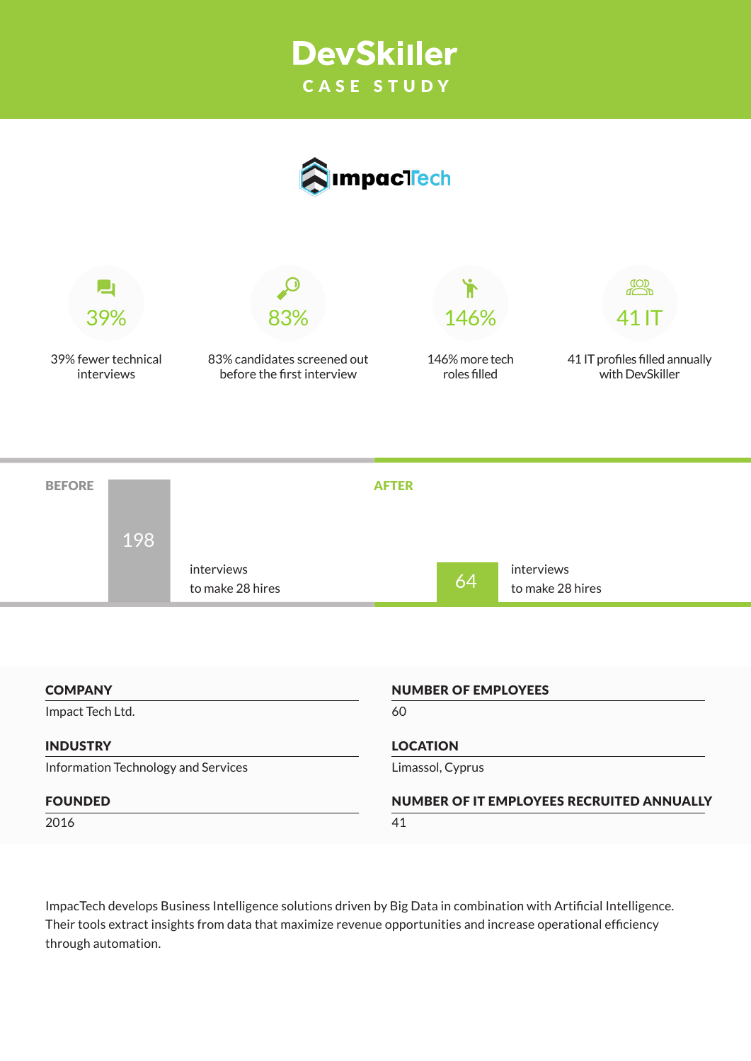# DevSkiller

## CASE STUDY

ImpacTech

**39%**
39% fewer technical interviews

**83%**
83% candidates screened out before the first interview

**146%**
146% more tech roles filled

**41 IT**
41 IT profiles filled annually with DevSkiller

**BEFORE**

198 interviews to make 28 hires

**AFTER**

64 interviews to make 28 hires

**COMPANY**
Impact Tech Ltd.

**NUMBER OF EMPLOYEES**
60

**INDUSTRY**
Information Technology and Services

**LOCATION**
Limassol, Cyprus

**FOUNDED**
2016

**NUMBER OF IT EMPLOYEES RECRUITED ANNUALLY**
41

ImpacTech develops Business Intelligence solutions driven by Big Data in combination with Artificial Intelligence. Their tools extract insights from data that maximize revenue opportunities and increase operational efficiency through automation.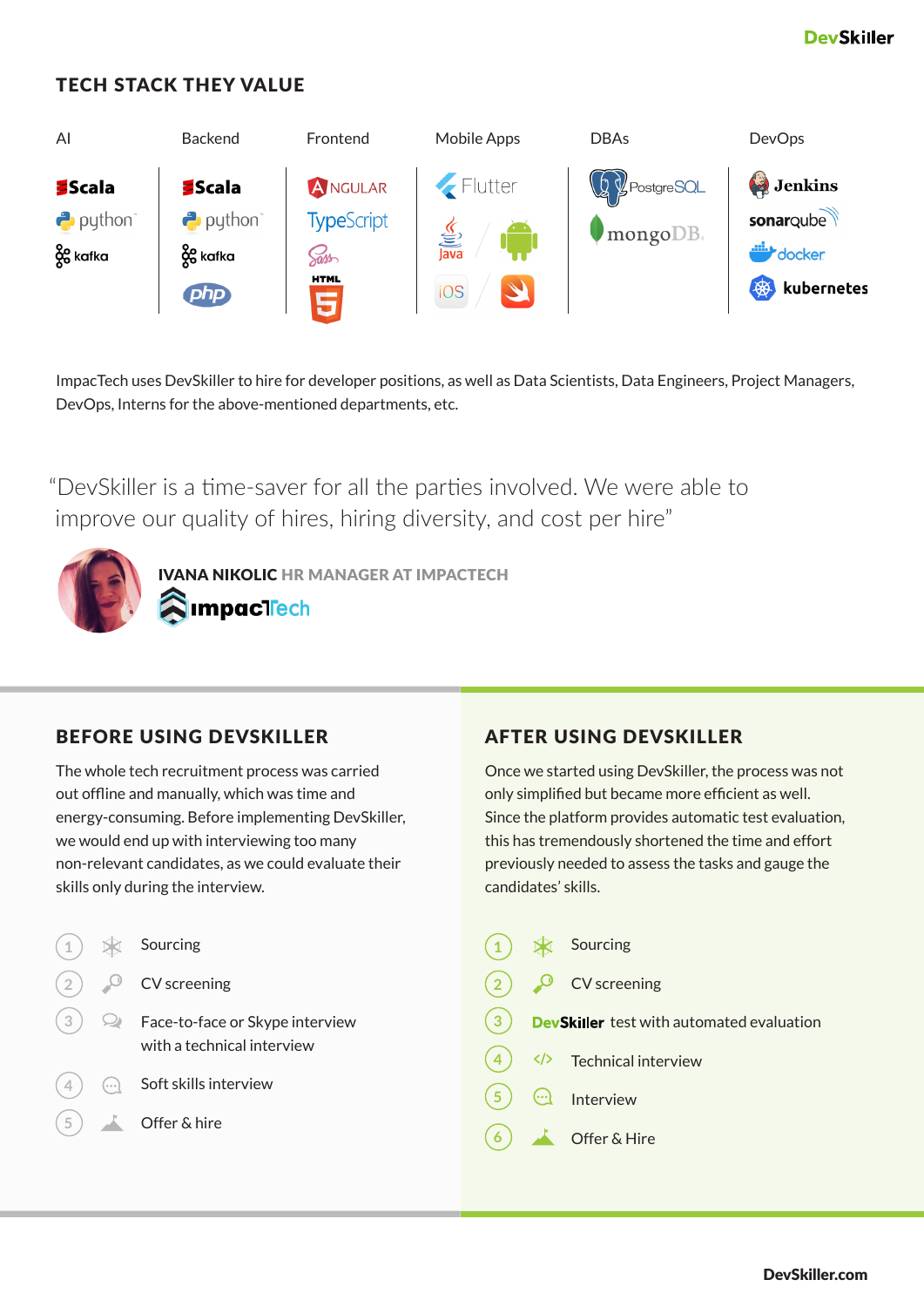## TECH STACK THEY VALUE

| AI | Backend | Frontend | Mobile Apps | DBAs | DevOps |
|---|---|---|---|---|---|
| Scala | Scala | Angular | Flutter | PostgreSQL | Jenkins |
| python | python | TypeScript | Java | mongoDB | sonarqube |
| kafka | kafka | Sass | Android | | docker |
| | php | HTML 5 | iOS | | kubernetes |
| | | | Swift | | |

ImpacTech uses DevSkiller to hire for developer positions, as well as Data Scientists, Data Engineers, Project Managers, DevOps, Interns for the above-mentioned departments, etc.

"DevSkiller is a time-saver for all the parties involved. We were able to improve our quality of hires, hiring diversity, and cost per hire"

**IVANA NIKOLIC** HR MANAGER AT IMPACTECH

impacTech

## BEFORE USING DEVSKILLER

The whole tech recruitment process was carried out offline and manually, which was time and energy-consuming. Before implementing DevSkiller, we would end up with interviewing too many non-relevant candidates, as we could evaluate their skills only during the interview.

1. Sourcing
2. CV screening
3. Face-to-face or Skype interview with a technical interview
4. Soft skills interview
5. Offer & hire

## AFTER USING DEVSKILLER

Once we started using DevSkiller, the process was not only simplified but became more efficient as well. Since the platform provides automatic test evaluation, this has tremendously shortened the time and effort previously needed to assess the tasks and gauge the candidates' skills.

1. Sourcing
2. CV screening
3. DevSkiller test with automated evaluation
4. Technical interview
5. Interview
6. Offer & Hire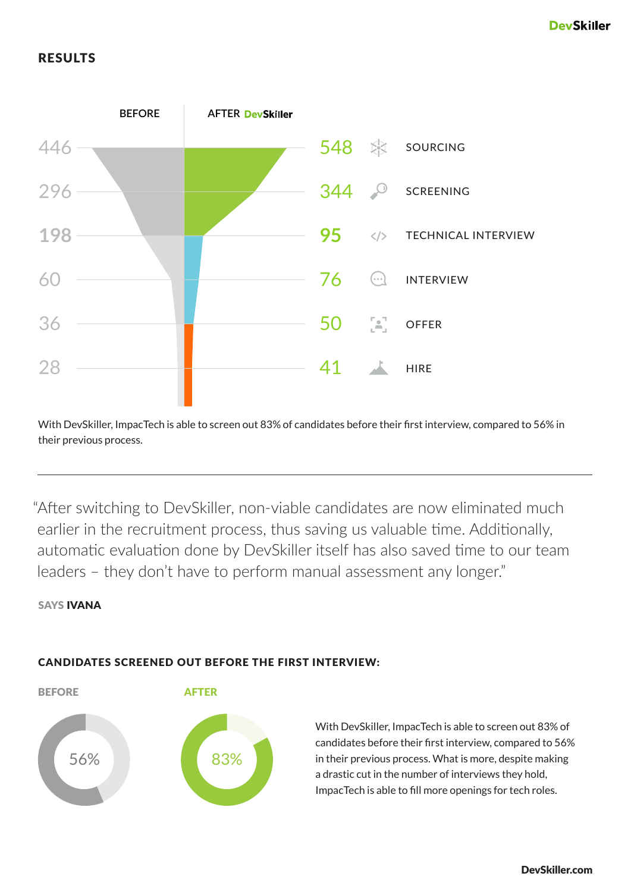## RESULTS

| BEFORE | AFTER DevSkiller | Stage |
| --- | --- | --- |
| 446 | 548 | SOURCING |
| 296 | 344 | SCREENING |
| 198 | 95 | TECHNICAL INTERVIEW |
| 60 | 76 | INTERVIEW |
| 36 | 50 | OFFER |
| 28 | 41 | HIRE |

With DevSkiller, ImpacTech is able to screen out 83% of candidates before their first interview, compared to 56% in their previous process.

---

"After switching to DevSkiller, non-viable candidates are now eliminated much earlier in the recruitment process, thus saving us valuable time. Additionally, automatic evaluation done by DevSkiller itself has also saved time to our team leaders – they don't have to perform manual assessment any longer."

SAYS **IVANA**

### CANDIDATES SCREENED OUT BEFORE THE FIRST INTERVIEW:

**BEFORE**: 56%

**AFTER**: 83%

With DevSkiller, ImpacTech is able to screen out 83% of candidates before their first interview, compared to 56% in their previous process. What is more, despite making a drastic cut in the number of interviews they hold, ImpacTech is able to fill more openings for tech roles.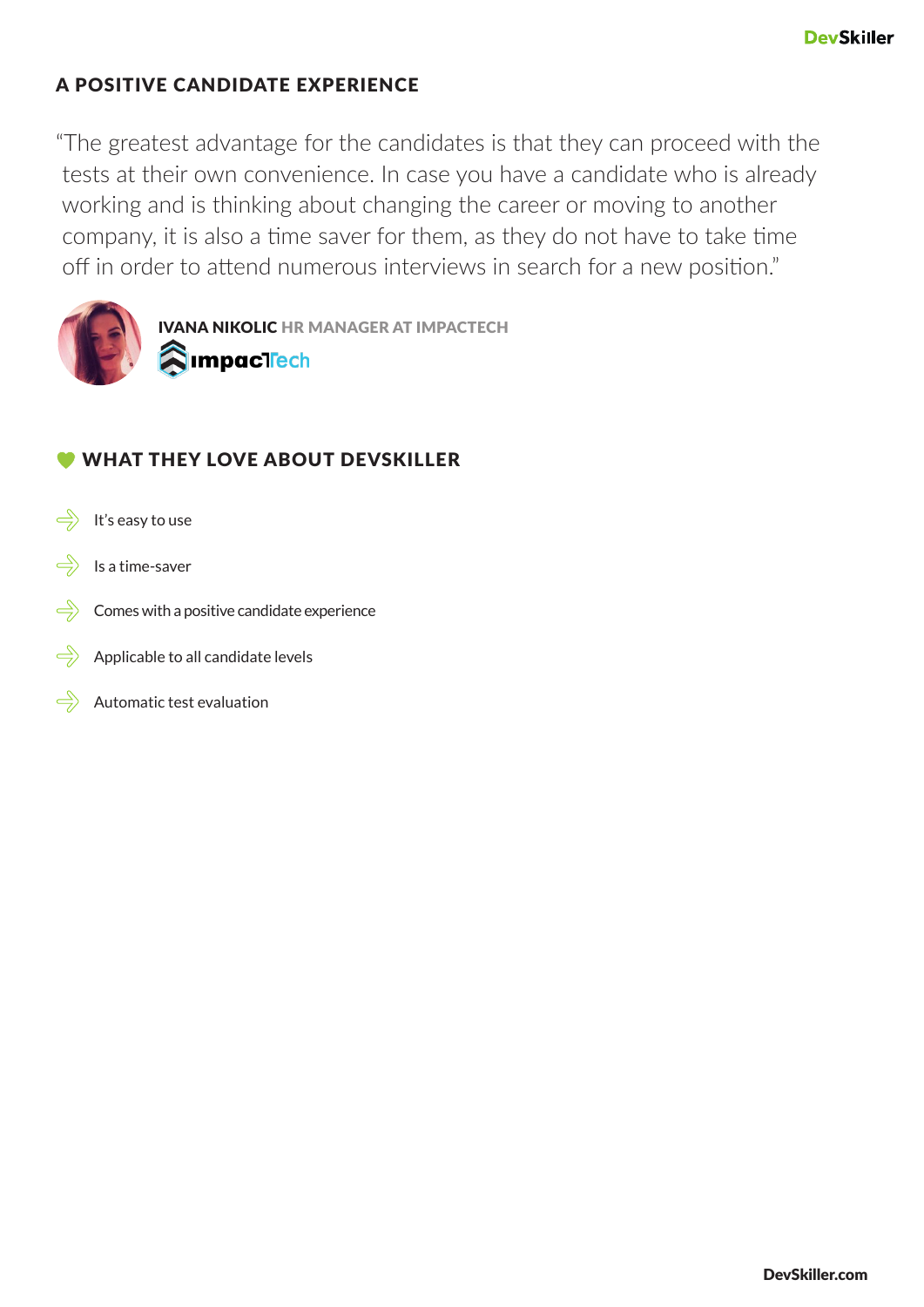## A POSITIVE CANDIDATE EXPERIENCE

"The greatest advantage for the candidates is that they can proceed with the tests at their own convenience. In case you have a candidate who is already working and is thinking about changing the career or moving to another company, it is also a time saver for them, as they do not have to take time off in order to attend numerous interviews in search for a new position."

**IVANA NIKOLIC** HR MANAGER AT IMPACTECH

## WHAT THEY LOVE ABOUT DEVSKILLER

- It's easy to use
- Is a time-saver
- Comes with a positive candidate experience
- Applicable to all candidate levels
- Automatic test evaluation